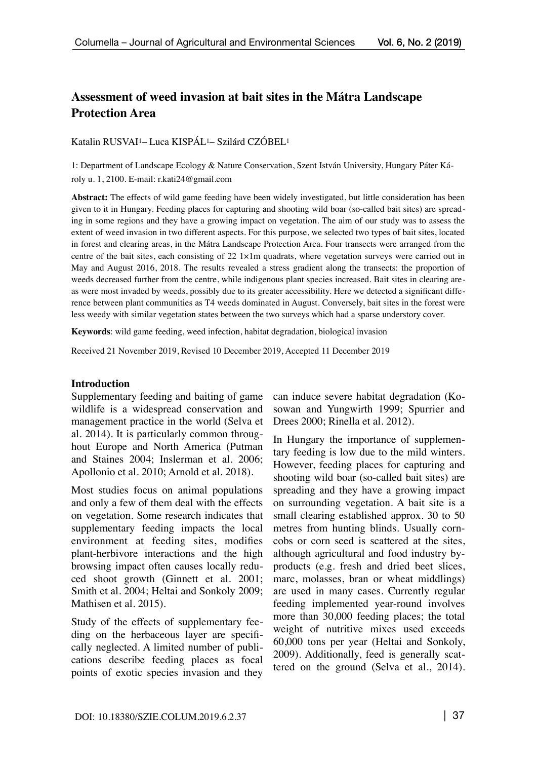# Assessment of weed invasion at bait sites in the Mátra Landscape Protection Area

Katalin RUSVAI[1]– Luca KISPÁL[1]– Szilárd CZÓBEL[1]

1: Department of Landscape Ecology & Nature Conservation, Szent István University, Hungary Páter Károly u. 1, 2100. E-mail: r.kati24@gmail.com

**Abstract:** The effects of wild game feeding have been widely investigated, but little consideration has been given to it in Hungary. Feeding places for capturing and shooting wild boar (so-called bait sites) are spreading in some regions and they have a growing impact on vegetation. The aim of our study was to assess the extent of weed invasion in two different aspects. For this purpose, we selected two types of bait sites, located in forest and clearing areas, in the Mátra Landscape Protection Area. Four transects were arranged from the centre of the bait sites, each consisting of 22 1×1m quadrats, where vegetation surveys were carried out in May and August 2016, 2018. The results revealed a stress gradient along the transects: the proportion of weeds decreased further from the centre, while indigenous plant species increased. Bait sites in clearing areas were most invaded by weeds, possibly due to its greater accessibility. Here we detected a significant difference between plant communities as T4 weeds dominated in August. Conversely, bait sites in the forest were less weedy with similar vegetation states between the two surveys which had a sparse understory cover.

**Keywords**: wild game feeding, weed infection, habitat degradation, biological invasion

Received 21 November 2019, Revised 10 December 2019, Accepted 11 December 2019

## Introduction

Supplementary feeding and baiting of game wildlife is a widespread conservation and management practice in the world (Selva et al. 2014). It is particularly common throughout Europe and North America (Putman and Staines 2004; Inslerman et al. 2006; Apollonio et al. 2010; Arnold et al. 2018).

Most studies focus on animal populations and only a few of them deal with the effects on vegetation. Some research indicates that supplementary feeding impacts the local environment at feeding sites, modifies plant-herbivore interactions and the high browsing impact often causes locally reduced shoot growth (Ginnett et al. 2001; Smith et al. 2004; Heltai and Sonkoly 2009; Mathisen et al. 2015).

Study of the effects of supplementary feeding on the herbaceous layer are specifically neglected. A limited number of publications describe feeding places as focal points of exotic species invasion and they can induce severe habitat degradation (Kosowan and Yungwirth 1999; Spurrier and Drees 2000; Rinella et al. 2012).

In Hungary the importance of supplementary feeding is low due to the mild winters. However, feeding places for capturing and shooting wild boar (so-called bait sites) are spreading and they have a growing impact on surrounding vegetation. A bait site is a small clearing established approx. 30 to 50 metres from hunting blinds. Usually corncobs or corn seed is scattered at the sites, although agricultural and food industry byproducts (e.g. fresh and dried beet slices, marc, molasses, bran or wheat middlings) are used in many cases. Currently regular feeding implemented year-round involves more than 30,000 feeding places; the total weight of nutritive mixes used exceeds 60,000 tons per year (Heltai and Sonkoly, 2009). Additionally, feed is generally scattered on the ground (Selva et al., 2014).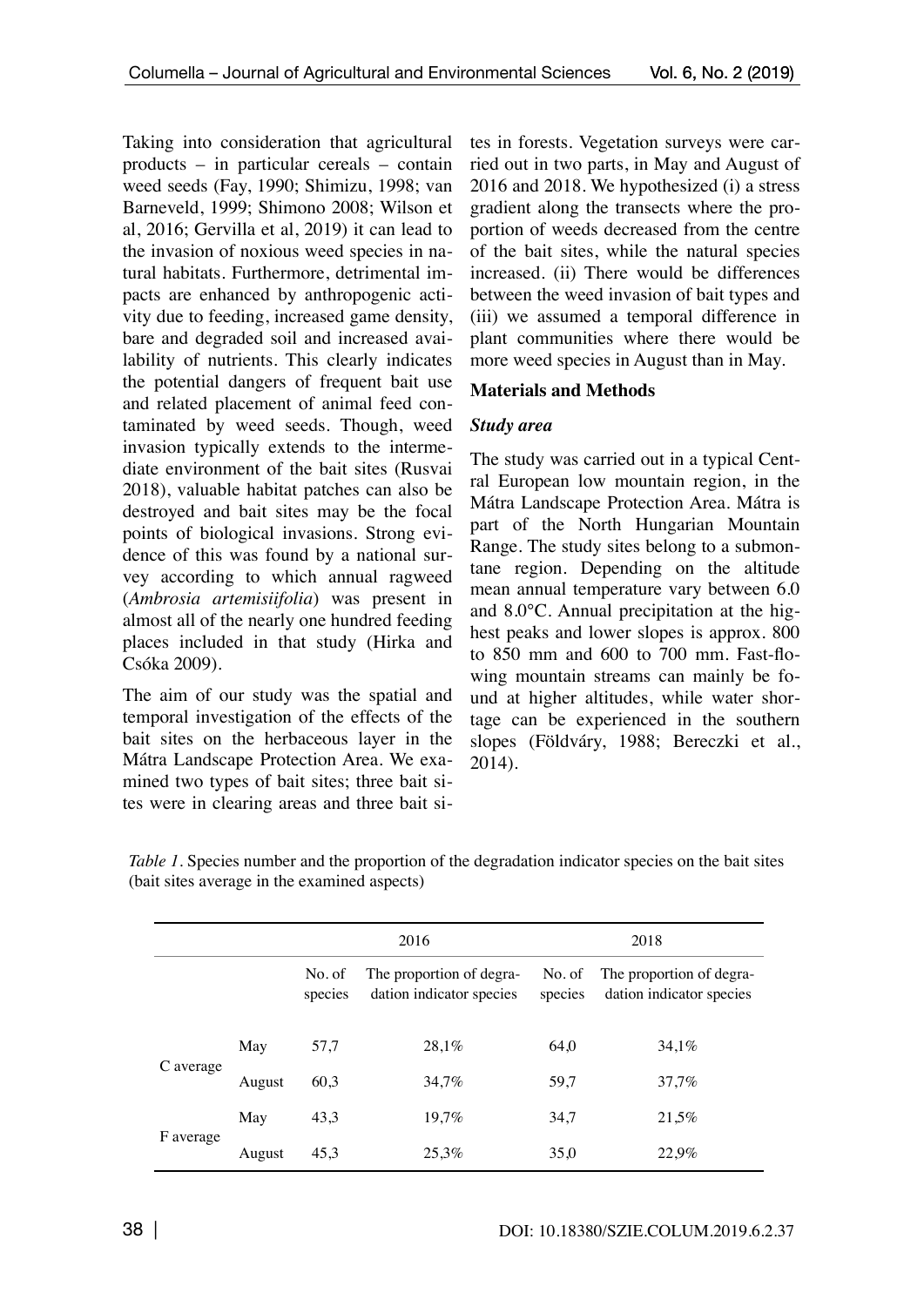Taking into consideration that agricultural products – in particular cereals – contain weed seeds (Fay, 1990; Shimizu, 1998; van Barneveld, 1999; Shimono 2008; Wilson et al, 2016; Gervilla et al, 2019) it can lead to the invasion of noxious weed species in natural habitats. Furthermore, detrimental impacts are enhanced by anthropogenic activity due to feeding, increased game density, bare and degraded soil and increased availability of nutrients. This clearly indicates the potential dangers of frequent bait use and related placement of animal feed contaminated by weed seeds. Though, weed invasion typically extends to the intermediate environment of the bait sites (Rusvai 2018), valuable habitat patches can also be destroyed and bait sites may be the focal points of biological invasions. Strong evidence of this was found by a national survey according to which annual ragweed (*Ambrosia artemisiifolia*) was present in almost all of the nearly one hundred feeding places included in that study (Hirka and Csóka 2009).

The aim of our study was the spatial and temporal investigation of the effects of the bait sites on the herbaceous layer in the Mátra Landscape Protection Area. We examined two types of bait sites; three bait sites were in clearing areas and three bait sites in forests. Vegetation surveys were carried out in two parts, in May and August of 2016 and 2018. We hypothesized (i) a stress gradient along the transects where the proportion of weeds decreased from the centre of the bait sites, while the natural species increased. (ii) There would be differences between the weed invasion of bait types and (iii) we assumed a temporal difference in plant communities where there would be more weed species in August than in May.

## Materials and Methods

### *Study area*

The study was carried out in a typical Central European low mountain region, in the Mátra Landscape Protection Area. Mátra is part of the North Hungarian Mountain Range. The study sites belong to a submontane region. Depending on the altitude mean annual temperature vary between 6.0 and 8.0°C. Annual precipitation at the highest peaks and lower slopes is approx. 800 to 850 mm and 600 to 700 mm. Fast-flowing mountain streams can mainly be found at higher altitudes, while water shortage can be experienced in the southern slopes (Földváry, 1988; Bereczki et al., 2014).

*Table 1*. Species number and the proportion of the degradation indicator species on the bait sites (bait sites average in the examined aspects)

| | | 2016 | | 2018 | |
|---|---|---|---|---|---|
| | | No. of species | The proportion of degradation indicator species | No. of species | The proportion of degradation indicator species |
| C average | May | 57,7 | 28,1% | 64,0 | 34,1% |
| | August | 60,3 | 34,7% | 59,7 | 37,7% |
| F average | May | 43,3 | 19,7% | 34,7 | 21,5% |
| | August | 45,3 | 25,3% | 35,0 | 22,9% |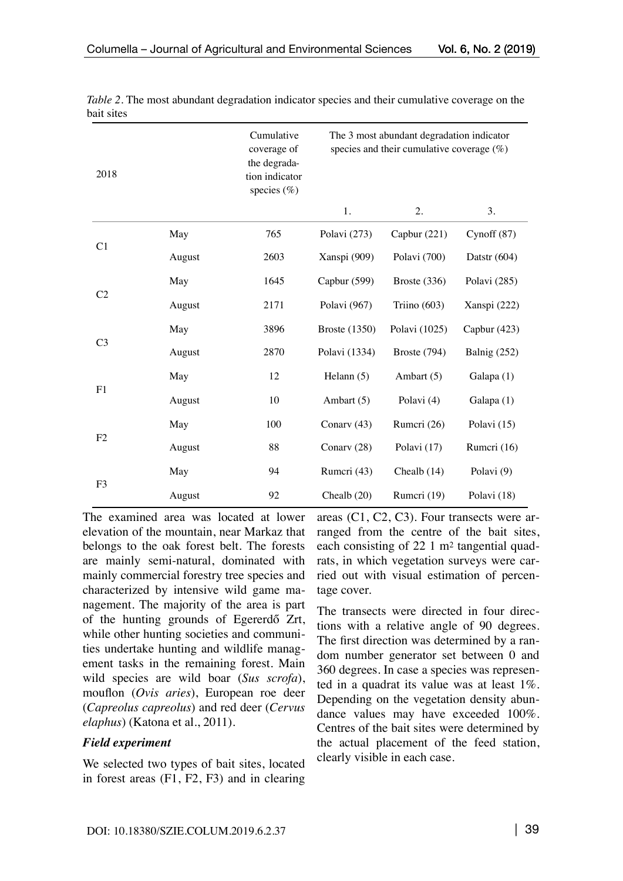*Table 2*. The most abundant degradation indicator species and their cumulative coverage on the bait sites

| 2018 | | Cumulative coverage of the degradation indicator species (%) | The 3 most abundant degradation indicator species and their cumulative coverage (%) | | |
|---|---|---|---|---|---|
| | | | 1. | 2. | 3. |
| C1 | May | 765 | Polavi (273) | Capbur (221) | Cynoff (87) |
| | August | 2603 | Xanspi (909) | Polavi (700) | Datstr (604) |
| C2 | May | 1645 | Capbur (599) | Broste (336) | Polavi (285) |
| | August | 2171 | Polavi (967) | Triino (603) | Xanspi (222) |
| C3 | May | 3896 | Broste (1350) | Polavi (1025) | Capbur (423) |
| | August | 2870 | Polavi (1334) | Broste (794) | Balnig (252) |
| F1 | May | 12 | Helann (5) | Ambart (5) | Galapa (1) |
| | August | 10 | Ambart (5) | Polavi (4) | Galapa (1) |
| F2 | May | 100 | Conarv (43) | Rumcri (26) | Polavi (15) |
| | August | 88 | Conarv (28) | Polavi (17) | Rumcri (16) |
| F3 | May | 94 | Rumcri (43) | Chealb (14) | Polavi (9) |
| | August | 92 | Chealb (20) | Rumcri (19) | Polavi (18) |

The examined area was located at lower elevation of the mountain, near Markaz that belongs to the oak forest belt. The forests are mainly semi-natural, dominated with mainly commercial forestry tree species and characterized by intensive wild game management. The majority of the area is part of the hunting grounds of Egererdő Zrt, while other hunting societies and communities undertake hunting and wildlife management tasks in the remaining forest. Main wild species are wild boar (*Sus scrofa*), mouflon (*Ovis aries*), European roe deer (*Capreolus capreolus*) and red deer (*Cervus elaphus*) (Katona et al., 2011).

### *Field experiment*

We selected two types of bait sites, located in forest areas (F1, F2, F3) and in clearing areas (C1, C2, C3). Four transects were arranged from the centre of the bait sites, each consisting of 22 1 $m^2$ tangential quadrats, in which vegetation surveys were carried out with visual estimation of percentage cover.

The transects were directed in four directions with a relative angle of 90 degrees. The first direction was determined by a random number generator set between 0 and 360 degrees. In case a species was represented in a quadrat its value was at least 1%. Depending on the vegetation density abundance values may have exceeded 100%. Centres of the bait sites were determined by the actual placement of the feed station, clearly visible in each case.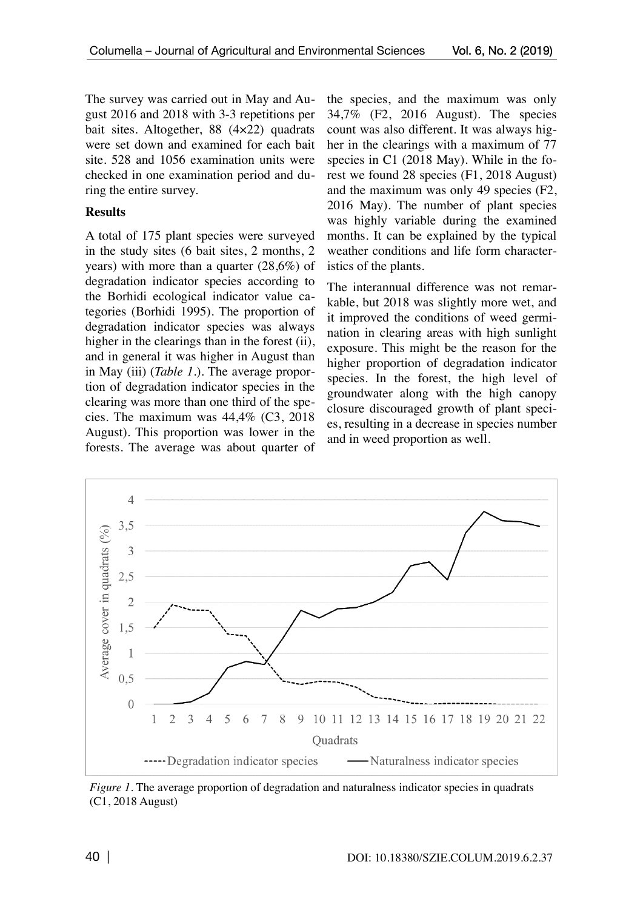The survey was carried out in May and August 2016 and 2018 with 3-3 repetitions per bait sites. Altogether, 88 (4×22) quadrats were set down and examined for each bait site. 528 and 1056 examination units were checked in one examination period and during the entire survey.

**Results**

A total of 175 plant species were surveyed in the study sites (6 bait sites, 2 months, 2 years) with more than a quarter (28,6%) of degradation indicator species according to the Borhidi ecological indicator value categories (Borhidi 1995). The proportion of degradation indicator species was always higher in the clearings than in the forest (ii), and in general it was higher in August than in May (iii) (*Table 1*.). The average proportion of degradation indicator species in the clearing was more than one third of the species. The maximum was 44,4% (C3, 2018 August). This proportion was lower in the forests. The average was about quarter of the species, and the maximum was only 34,7% (F2, 2016 August). The species count was also different. It was always higher in the clearings with a maximum of 77 species in C1 (2018 May). While in the forest we found 28 species (F1, 2018 August) and the maximum was only 49 species (F2, 2016 May). The number of plant species was highly variable during the examined months. It can be explained by the typical weather conditions and life form characteristics of the plants.

The interannual difference was not remarkable, but 2018 was slightly more wet, and it improved the conditions of weed germination in clearing areas with high sunlight exposure. This might be the reason for the higher proportion of degradation indicator species. In the forest, the high level of groundwater along with the high canopy closure discouraged growth of plant species, resulting in a decrease in species number and in weed proportion as well.

*Figure 1*. The average proportion of degradation and naturalness indicator species in quadrats (C1, 2018 August)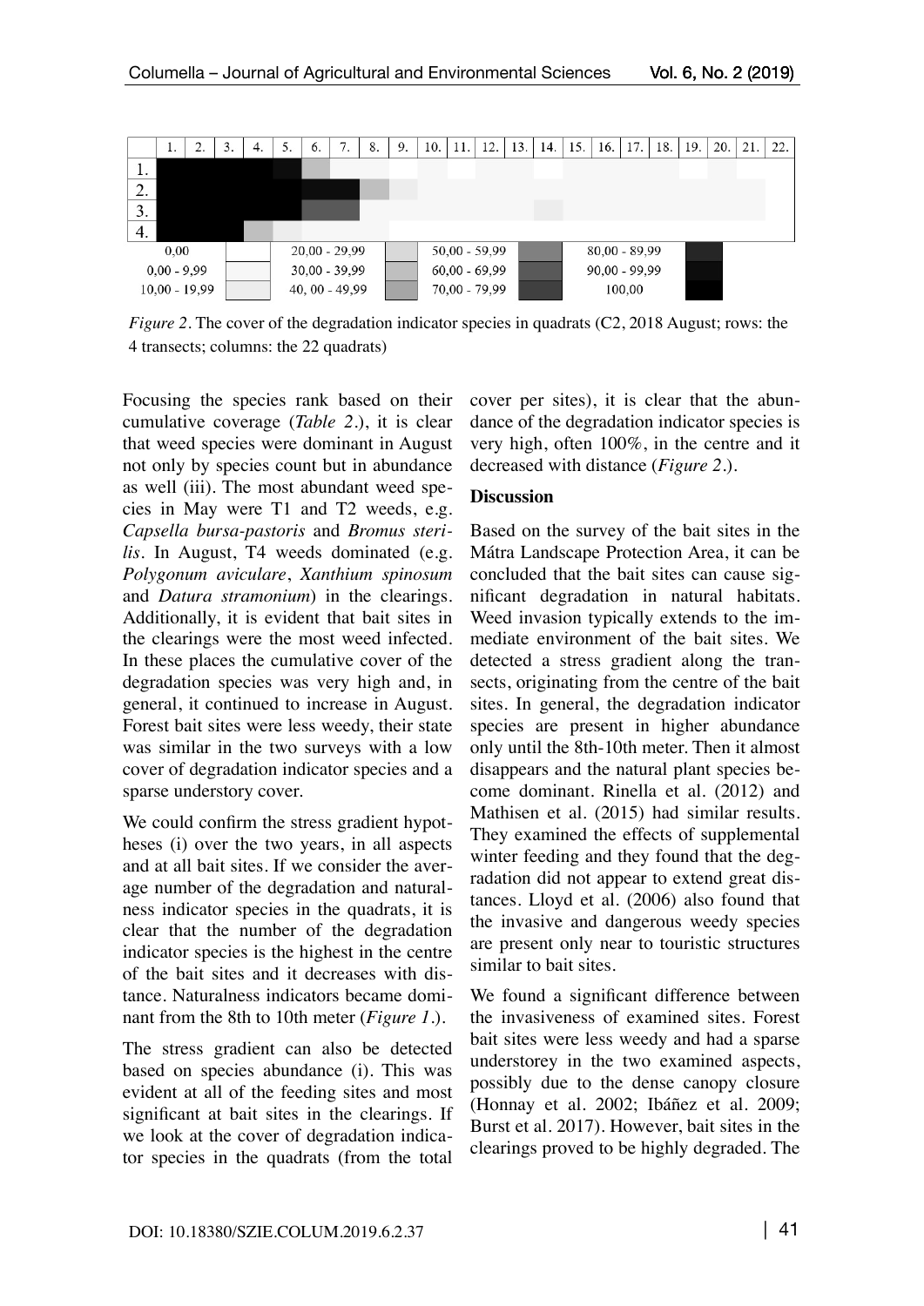| | 1. | 2. | 3. | 4. | 5. | 6. | 7. | 8. | 9. | 10. | 11. | 12. | 13. | 14. | 15. | 16. | 17. | 18. | 19. | 20. | 21. | 22. |
|---|---|---|---|---|---|---|---|---|---|---|---|---|---|---|---|---|---|---|---|---|---|---|
| 1. | | | | | | | | | | | | | | | | | | | | | | |
| 2. | | | | | | | | | | | | | | | | | | | | | | |
| 3. | | | | | | | | | | | | | | | | | | | | | | |
| 4. | | | | | | | | | | | | | | | | | | | | | | |

| | | | | | |
|---|---|---|---|---|---|
| 0,00 | 20,00 - 29,99 | 50,00 - 59,99 | 80,00 - 89,99 | | |
| 0,00 - 9,99 | 30,00 - 39,99 | 60,00 - 69,99 | 90,00 - 99,99 | | |
| 10,00 - 19,99 | 40, 00 - 49,99 | 70,00 - 79,99 | 100,00 | | |

*Figure 2.* The cover of the degradation indicator species in quadrats (C2, 2018 August; rows: the 4 transects; columns: the 22 quadrats)

Focusing the species rank based on their cumulative coverage (*Table 2.*), it is clear that weed species were dominant in August not only by species count but in abundance as well (iii). The most abundant weed species in May were T1 and T2 weeds, e.g. *Capsella bursa-pastoris* and *Bromus sterilis*. In August, T4 weeds dominated (e.g. *Polygonum aviculare*, *Xanthium spinosum* and *Datura stramonium*) in the clearings. Additionally, it is evident that bait sites in the clearings were the most weed infected. In these places the cumulative cover of the degradation species was very high and, in general, it continued to increase in August. Forest bait sites were less weedy, their state was similar in the two surveys with a low cover of degradation indicator species and a sparse understory cover.

We could confirm the stress gradient hypotheses (i) over the two years, in all aspects and at all bait sites. If we consider the average number of the degradation and naturalness indicator species in the quadrats, it is clear that the number of the degradation indicator species is the highest in the centre of the bait sites and it decreases with distance. Naturalness indicators became dominant from the 8th to 10th meter (*Figure 1.*).

The stress gradient can also be detected based on species abundance (i). This was evident at all of the feeding sites and most significant at bait sites in the clearings. If we look at the cover of degradation indicator species in the quadrats (from the total cover per sites), it is clear that the abundance of the degradation indicator species is very high, often 100%, in the centre and it decreased with distance (*Figure 2.*).

**Discussion**

Based on the survey of the bait sites in the Mátra Landscape Protection Area, it can be concluded that the bait sites can cause significant degradation in natural habitats. Weed invasion typically extends to the immediate environment of the bait sites. We detected a stress gradient along the transects, originating from the centre of the bait sites. In general, the degradation indicator species are present in higher abundance only until the 8th-10th meter. Then it almost disappears and the natural plant species become dominant. Rinella et al. (2012) and Mathisen et al. (2015) had similar results. They examined the effects of supplemental winter feeding and they found that the degradation did not appear to extend great distances. Lloyd et al. (2006) also found that the invasive and dangerous weedy species are present only near to touristic structures similar to bait sites.

We found a significant difference between the invasiveness of examined sites. Forest bait sites were less weedy and had a sparse understorey in the two examined aspects, possibly due to the dense canopy closure (Honnay et al. 2002; Ibáñez et al. 2009; Burst et al. 2017). However, bait sites in the clearings proved to be highly degraded. The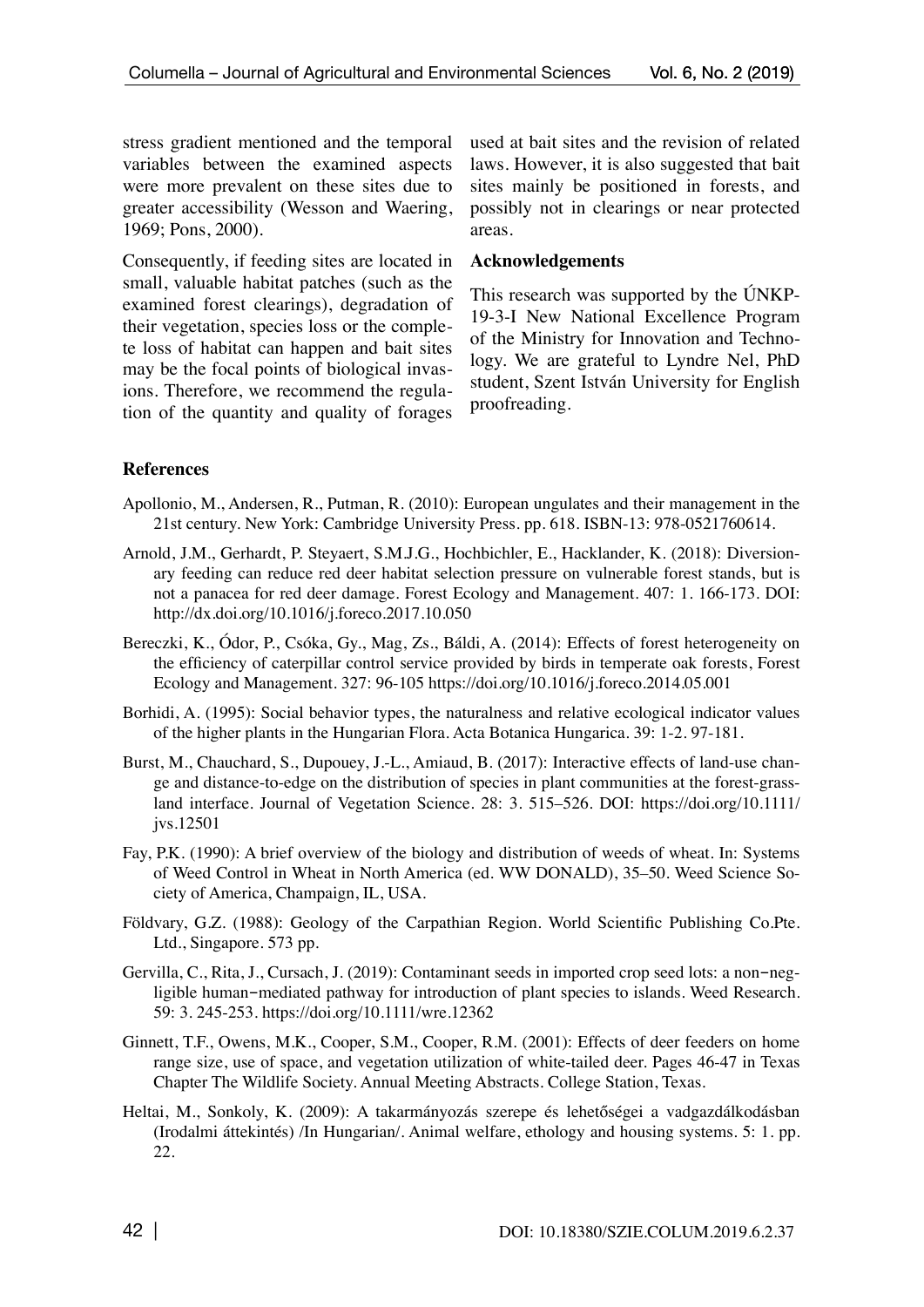stress gradient mentioned and the temporal variables between the examined aspects were more prevalent on these sites due to greater accessibility (Wesson and Waering, 1969; Pons, 2000).

Consequently, if feeding sites are located in small, valuable habitat patches (such as the examined forest clearings), degradation of their vegetation, species loss or the complete loss of habitat can happen and bait sites may be the focal points of biological invasions. Therefore, we recommend the regulation of the quantity and quality of forages used at bait sites and the revision of related laws. However, it is also suggested that bait sites mainly be positioned in forests, and possibly not in clearings or near protected areas.

## Acknowledgements

This research was supported by the ÚNKP-19-3-I New National Excellence Program of the Ministry for Innovation and Technology. We are grateful to Lyndre Nel, PhD student, Szent István University for English proofreading.

## References

Apollonio, M., Andersen, R., Putman, R. (2010): European ungulates and their management in the 21st century. New York: Cambridge University Press. pp. 618. ISBN-13: 978-0521760614.

Arnold, J.M., Gerhardt, P. Steyaert, S.M.J.G., Hochbichler, E., Hacklander, K. (2018): Diversionary feeding can reduce red deer habitat selection pressure on vulnerable forest stands, but is not a panacea for red deer damage. Forest Ecology and Management. 407: 1. 166-173. DOI: http://dx.doi.org/10.1016/j.foreco.2017.10.050

Bereczki, K., Ódor, P., Csóka, Gy., Mag, Zs., Báldi, A. (2014): Effects of forest heterogeneity on the efficiency of caterpillar control service provided by birds in temperate oak forests, Forest Ecology and Management. 327: 96-105 https://doi.org/10.1016/j.foreco.2014.05.001

Borhidi, A. (1995): Social behavior types, the naturalness and relative ecological indicator values of the higher plants in the Hungarian Flora. Acta Botanica Hungarica. 39: 1-2. 97-181.

Burst, M., Chauchard, S., Dupouey, J.-L., Amiaud, B. (2017): Interactive effects of land-use change and distance-to-edge on the distribution of species in plant communities at the forest-grassland interface. Journal of Vegetation Science. 28: 3. 515–526. DOI: https://doi.org/10.1111/jvs.12501

Fay, P.K. (1990): A brief overview of the biology and distribution of weeds of wheat. In: Systems of Weed Control in Wheat in North America (ed. WW DONALD), 35–50. Weed Science Society of America, Champaign, IL, USA.

Földvary, G.Z. (1988): Geology of the Carpathian Region. World Scientific Publishing Co.Pte. Ltd., Singapore. 573 pp.

Gervilla, C., Rita, J., Cursach, J. (2019): Contaminant seeds in imported crop seed lots: a non−negligible human−mediated pathway for introduction of plant species to islands. Weed Research. 59: 3. 245-253. https://doi.org/10.1111/wre.12362

Ginnett, T.F., Owens, M.K., Cooper, S.M., Cooper, R.M. (2001): Effects of deer feeders on home range size, use of space, and vegetation utilization of white-tailed deer. Pages 46-47 in Texas Chapter The Wildlife Society. Annual Meeting Abstracts. College Station, Texas.

Heltai, M., Sonkoly, K. (2009): A takarmányozás szerepe és lehetőségei a vadgazdálkodásban (Irodalmi áttekintés) /In Hungarian/. Animal welfare, ethology and housing systems. 5: 1. pp. 22.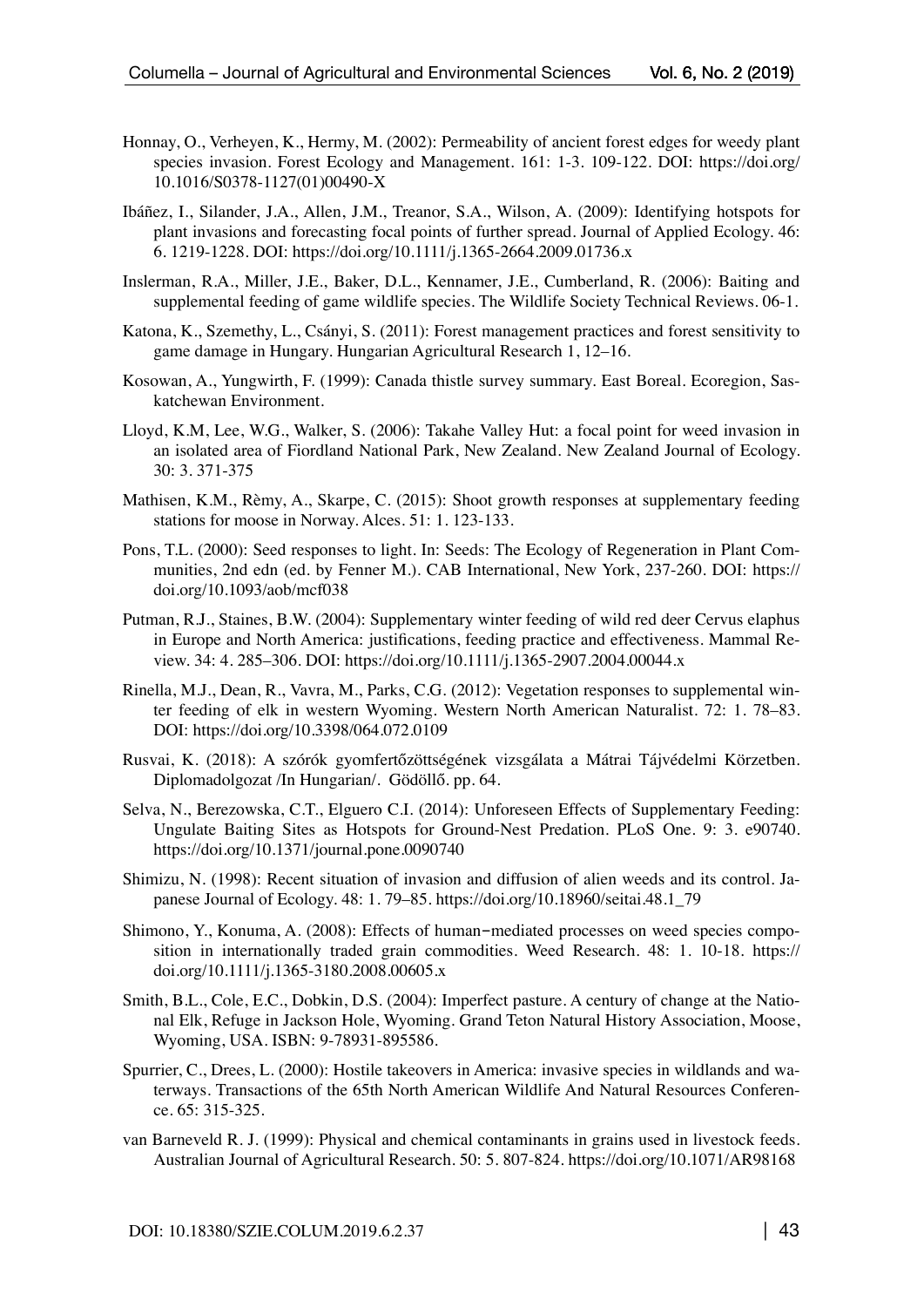Honnay, O., Verheyen, K., Hermy, M. (2002): Permeability of ancient forest edges for weedy plant species invasion. Forest Ecology and Management. 161: 1-3. 109-122. DOI: https://doi.org/10.1016/S0378-1127(01)00490-X

Ibáñez, I., Silander, J.A., Allen, J.M., Treanor, S.A., Wilson, A. (2009): Identifying hotspots for plant invasions and forecasting focal points of further spread. Journal of Applied Ecology. 46: 6. 1219-1228. DOI: https://doi.org/10.1111/j.1365-2664.2009.01736.x

Inslerman, R.A., Miller, J.E., Baker, D.L., Kennamer, J.E., Cumberland, R. (2006): Baiting and supplemental feeding of game wildlife species. The Wildlife Society Technical Reviews. 06-1.

Katona, K., Szemethy, L., Csányi, S. (2011): Forest management practices and forest sensitivity to game damage in Hungary. Hungarian Agricultural Research 1, 12–16.

Kosowan, A., Yungwirth, F. (1999): Canada thistle survey summary. East Boreal. Ecoregion, Saskatchewan Environment.

Lloyd, K.M, Lee, W.G., Walker, S. (2006): Takahe Valley Hut: a focal point for weed invasion in an isolated area of Fiordland National Park, New Zealand. New Zealand Journal of Ecology. 30: 3. 371-375

Mathisen, K.M., Rèmy, A., Skarpe, C. (2015): Shoot growth responses at supplementary feeding stations for moose in Norway. Alces. 51: 1. 123-133.

Pons, T.L. (2000): Seed responses to light. In: Seeds: The Ecology of Regeneration in Plant Communities, 2nd edn (ed. by Fenner M.). CAB International, New York, 237-260. DOI: https://doi.org/10.1093/aob/mcf038

Putman, R.J., Staines, B.W. (2004): Supplementary winter feeding of wild red deer Cervus elaphus in Europe and North America: justifications, feeding practice and effectiveness. Mammal Review. 34: 4. 285–306. DOI: https://doi.org/10.1111/j.1365-2907.2004.00044.x

Rinella, M.J., Dean, R., Vavra, M., Parks, C.G. (2012): Vegetation responses to supplemental winter feeding of elk in western Wyoming. Western North American Naturalist. 72: 1. 78–83. DOI: https://doi.org/10.3398/064.072.0109

Rusvai, K. (2018): A szórók gyomfertőzöttségének vizsgálata a Mátrai Tájvédelmi Körzetben. Diplomadolgozat /In Hungarian/. Gödöllő. pp. 64.

Selva, N., Berezowska, C.T., Elguero C.I. (2014): Unforeseen Effects of Supplementary Feeding: Ungulate Baiting Sites as Hotspots for Ground-Nest Predation. PLoS One. 9: 3. e90740. https://doi.org/10.1371/journal.pone.0090740

Shimizu, N. (1998): Recent situation of invasion and diffusion of alien weeds and its control. Japanese Journal of Ecology. 48: 1. 79–85. https://doi.org/10.18960/seitai.48.1_79

Shimono, Y., Konuma, A. (2008): Effects of human−mediated processes on weed species composition in internationally traded grain commodities. Weed Research. 48: 1. 10-18. https://doi.org/10.1111/j.1365-3180.2008.00605.x

Smith, B.L., Cole, E.C., Dobkin, D.S. (2004): Imperfect pasture. A century of change at the National, Elk, Refuge in Jackson Hole, Wyoming. Grand Teton Natural History Association, Moose, Wyoming, USA. ISBN: 9-78931-895586.

Spurrier, C., Drees, L. (2000): Hostile takeovers in America: invasive species in wildlands and waterways. Transactions of the 65th North American Wildlife And Natural Resources Conference. 65: 315-325.

van Barneveld R. J. (1999): Physical and chemical contaminants in grains used in livestock feeds. Australian Journal of Agricultural Research. 50: 5. 807-824. https://doi.org/10.1071/AR98168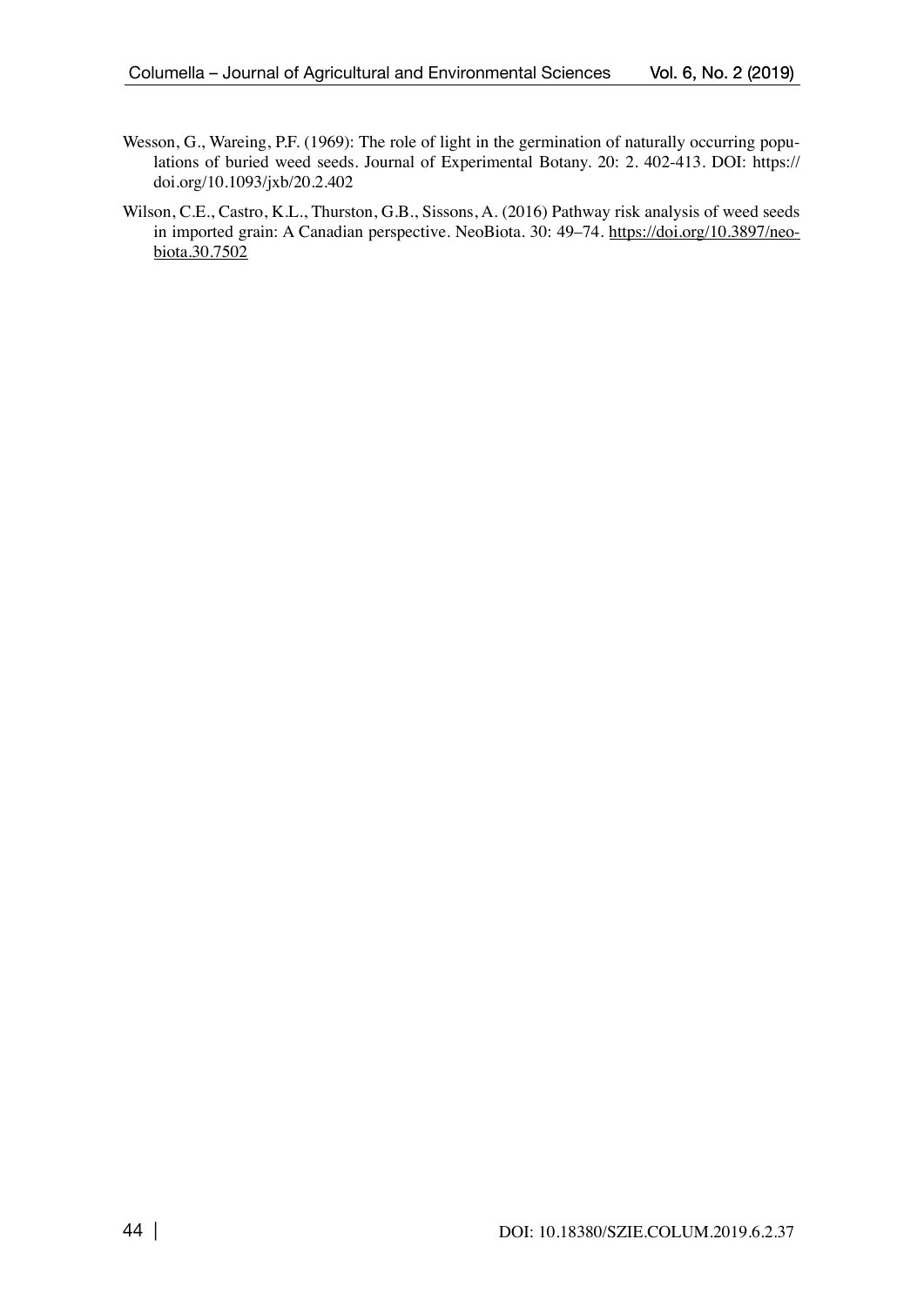Wesson, G., Wareing, P.F. (1969): The role of light in the germination of naturally occurring populations of buried weed seeds. Journal of Experimental Botany. 20: 2. 402-413. DOI: https://doi.org/10.1093/jxb/20.2.402

Wilson, C.E., Castro, K.L., Thurston, G.B., Sissons, A. (2016) Pathway risk analysis of weed seeds in imported grain: A Canadian perspective. NeoBiota. 30: 49–74. https://doi.org/10.3897/neobiota.30.7502